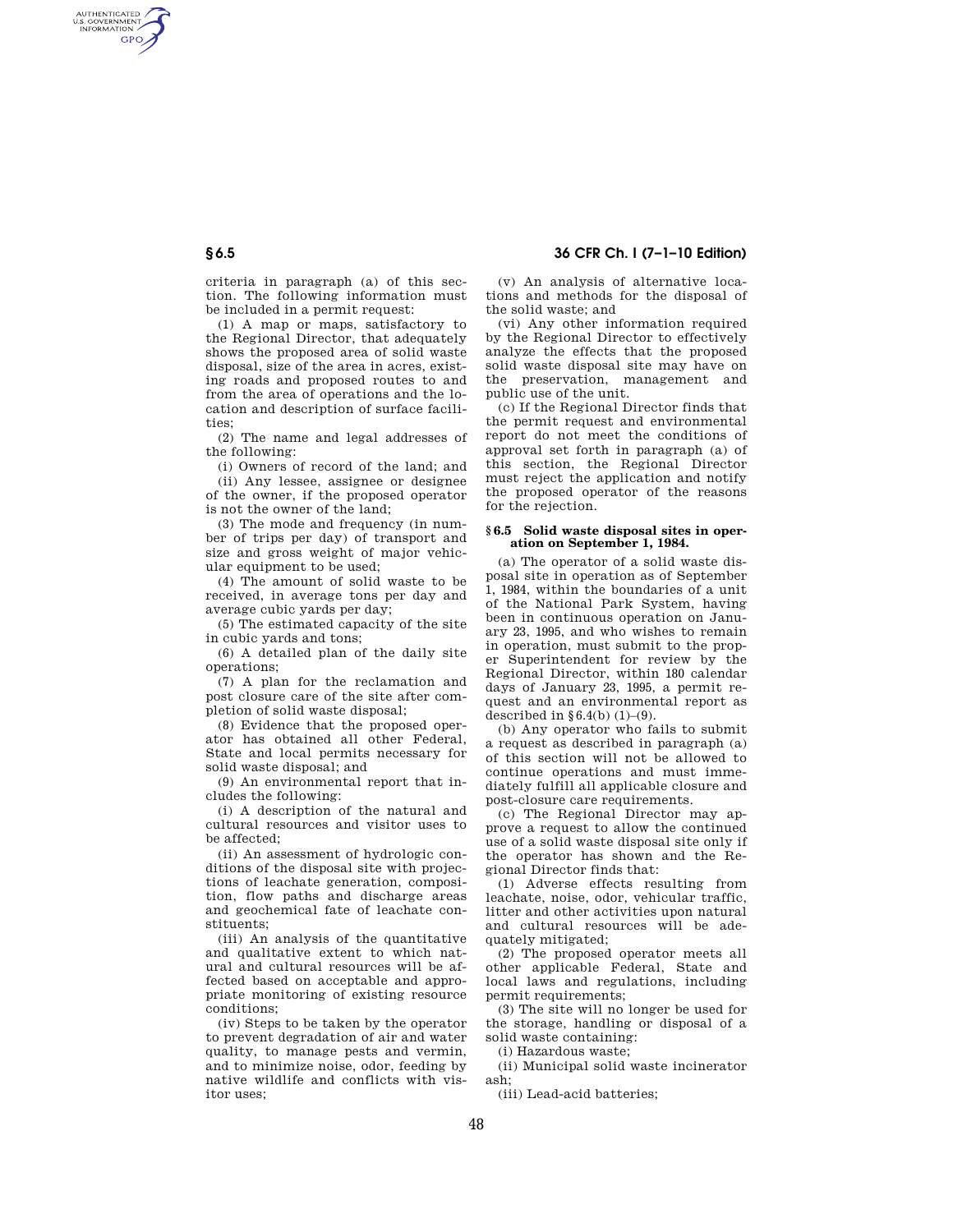criteria in paragraph (a) of this section. The following information must be included in a permit request:

(1) A map or maps, satisfactory to the Regional Director, that adequately shows the proposed area of solid waste disposal, size of the area in acres, existing roads and proposed routes to and from the area of operations and the location and description of surface facilities;

(2) The name and legal addresses of the following:

(i) Owners of record of the land; and

(ii) Any lessee, assignee or designee of the owner, if the proposed operator is not the owner of the land;

(3) The mode and frequency (in number of trips per day) of transport and size and gross weight of major vehicular equipment to be used;

(4) The amount of solid waste to be received, in average tons per day and average cubic yards per day;

(5) The estimated capacity of the site in cubic yards and tons;

(6) A detailed plan of the daily site operations;

(7) A plan for the reclamation and post closure care of the site after completion of solid waste disposal;

(8) Evidence that the proposed operator has obtained all other Federal, State and local permits necessary for solid waste disposal; and

(9) An environmental report that includes the following:

(i) A description of the natural and cultural resources and visitor uses to be affected;

(ii) An assessment of hydrologic conditions of the disposal site with projections of leachate generation, composition, flow paths and discharge areas and geochemical fate of leachate constituents;

(iii) An analysis of the quantitative and qualitative extent to which natural and cultural resources will be affected based on acceptable and appropriate monitoring of existing resource conditions;

(iv) Steps to be taken by the operator to prevent degradation of air and water quality, to manage pests and vermin, and to minimize noise, odor, feeding by native wildlife and conflicts with visitor uses;

(v) An analysis of alternative locations and methods for the disposal of the solid waste; and

(vi) Any other information required by the Regional Director to effectively analyze the effects that the proposed solid waste disposal site may have on the preservation, management and public use of the unit.

(c) If the Regional Director finds that the permit request and environmental report do not meet the conditions of approval set forth in paragraph (a) of this section, the Regional Director must reject the application and notify the proposed operator of the reasons for the rejection.

## § 6.5 Solid waste disposal sites in operation on September 1, 1984.

(a) The operator of a solid waste disposal site in operation as of September 1, 1984, within the boundaries of a unit of the National Park System, having been in continuous operation on January 23, 1995, and who wishes to remain in operation, must submit to the proper Superintendent for review by the Regional Director, within 180 calendar days of January 23, 1995, a permit request and an environmental report as described in § 6.4(b) (1)–(9).

(b) Any operator who fails to submit a request as described in paragraph (a) of this section will not be allowed to continue operations and must immediately fulfill all applicable closure and post-closure care requirements.

(c) The Regional Director may approve a request to allow the continued use of a solid waste disposal site only if the operator has shown and the Regional Director finds that:

(1) Adverse effects resulting from leachate, noise, odor, vehicular traffic, litter and other activities upon natural and cultural resources will be adequately mitigated;

(2) The proposed operator meets all other applicable Federal, State and local laws and regulations, including permit requirements;

(3) The site will no longer be used for the storage, handling or disposal of a solid waste containing:

(i) Hazardous waste;

(ii) Municipal solid waste incinerator ash;

(iii) Lead-acid batteries;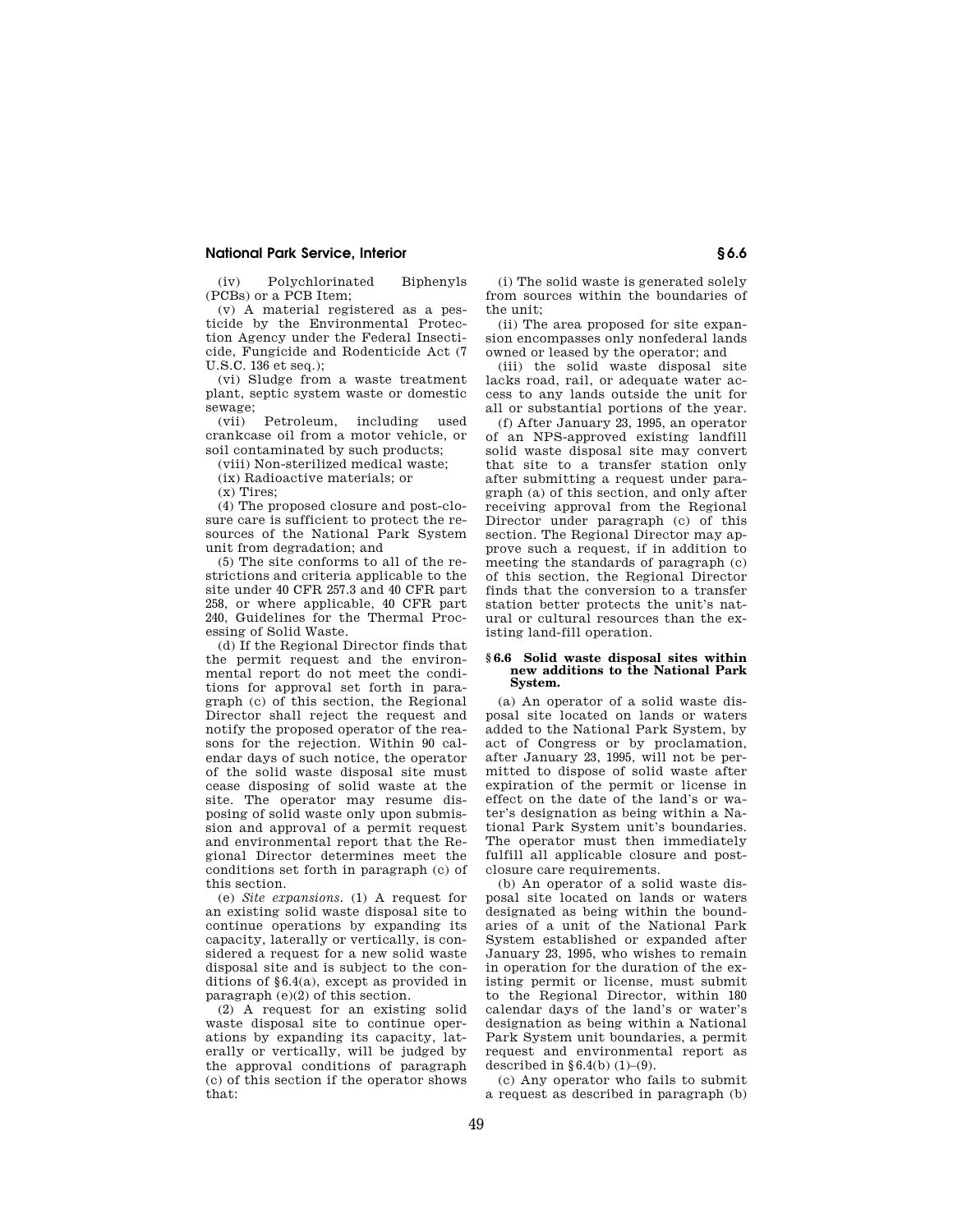(iv) Polychlorinated Biphenyls (PCBs) or a PCB Item;

(v) A material registered as a pesticide by the Environmental Protection Agency under the Federal Insecticide, Fungicide and Rodenticide Act (7 U.S.C. 136 et seq.);

(vi) Sludge from a waste treatment plant, septic system waste or domestic sewage;

(vii) Petroleum, including used crankcase oil from a motor vehicle, or soil contaminated by such products;

(viii) Non-sterilized medical waste;

(ix) Radioactive materials; or

(x) Tires;

(4) The proposed closure and post-closure care is sufficient to protect the resources of the National Park System unit from degradation; and

(5) The site conforms to all of the restrictions and criteria applicable to the site under 40 CFR 257.3 and 40 CFR part 258, or where applicable, 40 CFR part 240, Guidelines for the Thermal Processing of Solid Waste.

(d) If the Regional Director finds that the permit request and the environmental report do not meet the conditions for approval set forth in paragraph (c) of this section, the Regional Director shall reject the request and notify the proposed operator of the reasons for the rejection. Within 90 calendar days of such notice, the operator of the solid waste disposal site must cease disposing of solid waste at the site. The operator may resume disposing of solid waste only upon submission and approval of a permit request and environmental report that the Regional Director determines meet the conditions set forth in paragraph (c) of this section.

(e) *Site expansions.* (1) A request for an existing solid waste disposal site to continue operations by expanding its capacity, laterally or vertically, is considered a request for a new solid waste disposal site and is subject to the conditions of §6.4(a), except as provided in paragraph (e)(2) of this section.

(2) A request for an existing solid waste disposal site to continue operations by expanding its capacity, laterally or vertically, will be judged by the approval conditions of paragraph (c) of this section if the operator shows that:

(i) The solid waste is generated solely from sources within the boundaries of the unit;

(ii) The area proposed for site expansion encompasses only nonfederal lands owned or leased by the operator; and

(iii) the solid waste disposal site lacks road, rail, or adequate water access to any lands outside the unit for all or substantial portions of the year.

(f) After January 23, 1995, an operator of an NPS-approved existing landfill solid waste disposal site may convert that site to a transfer station only after submitting a request under paragraph (a) of this section, and only after receiving approval from the Regional Director under paragraph (c) of this section. The Regional Director may approve such a request, if in addition to meeting the standards of paragraph (c) of this section, the Regional Director finds that the conversion to a transfer station better protects the unit's natural or cultural resources than the existing land-fill operation.

### §6.6 Solid waste disposal sites within new additions to the National Park System.

(a) An operator of a solid waste disposal site located on lands or waters added to the National Park System, by act of Congress or by proclamation, after January 23, 1995, will not be permitted to dispose of solid waste after expiration of the permit or license in effect on the date of the land's or water's designation as being within a National Park System unit's boundaries. The operator must then immediately fulfill all applicable closure and post-closure care requirements.

(b) An operator of a solid waste disposal site located on lands or waters designated as being within the boundaries of a unit of the National Park System established or expanded after January 23, 1995, who wishes to remain in operation for the duration of the existing permit or license, must submit to the Regional Director, within 180 calendar days of the land's or water's designation as being within a National Park System unit boundaries, a permit request and environmental report as described in §6.4(b) (1)–(9).

(c) Any operator who fails to submit a request as described in paragraph (b)